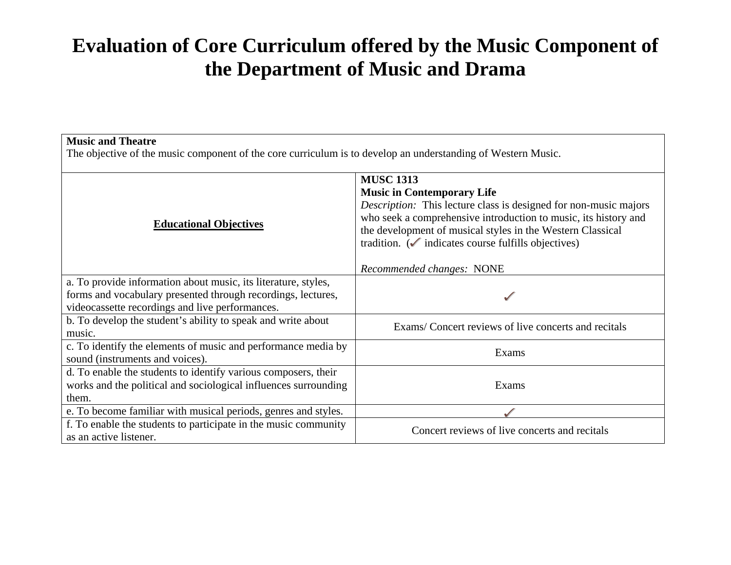# Evaluation of Core Curriculum offered by the Music Component of the Department of Music and Drama

| **Music and Theatre**<br>The objective of the music component of the core curriculum is to develop an understanding of Western Music. | |
|---|---|
| **<u>Educational Objectives</u>** | **MUSC 1313**<br>**Music in Contemporary Life**<br>*Description:* This lecture class is designed for non-music majors who seek a comprehensive introduction to music, its history and the development of musical styles in the Western Classical tradition. (✓ indicates course fulfills objectives)<br><br>*Recommended changes:* NONE |
| a. To provide information about music, its literature, styles, forms and vocabulary presented through recordings, lectures, videocassette recordings and live performances. | ✓ |
| b. To develop the student's ability to speak and write about music. | Exams/ Concert reviews of live concerts and recitals |
| c. To identify the elements of music and performance media by sound (instruments and voices). | Exams |
| d. To enable the students to identify various composers, their works and the political and sociological influences surrounding them. | Exams |
| e. To become familiar with musical periods, genres and styles. | ✓ |
| f. To enable the students to participate in the music community as an active listener. | Concert reviews of live concerts and recitals |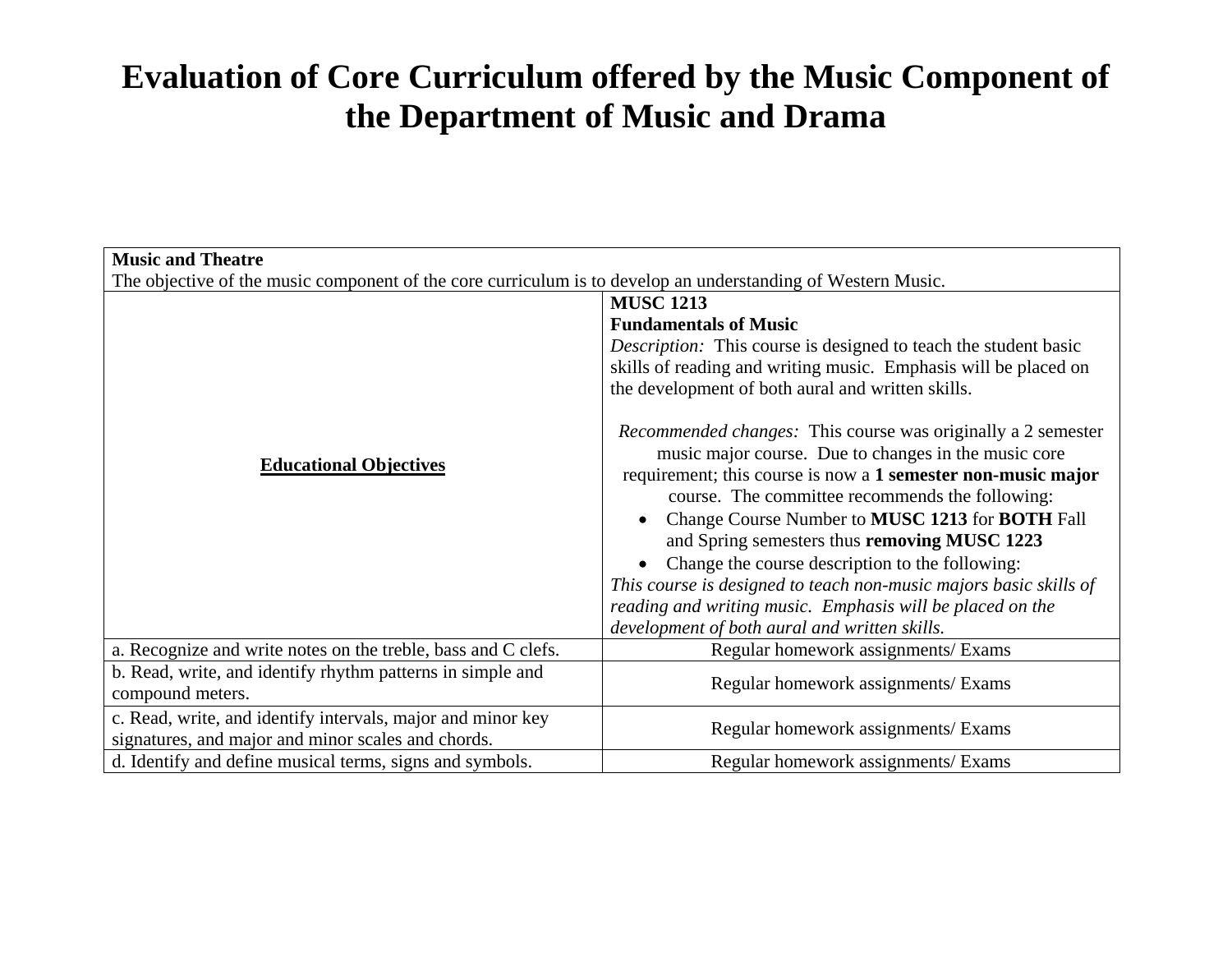# Evaluation of Core Curriculum offered by the Music Component of the Department of Music and Drama

| **Music and Theatre**<br>The objective of the music component of the core curriculum is to develop an understanding of Western Music. | |
|---|---|
| **Educational Objectives** | **MUSC 1213**<br>**Fundamentals of Music**<br>*Description:* This course is designed to teach the student basic skills of reading and writing music. Emphasis will be placed on the development of both aural and written skills.<br><br>*Recommended changes:* This course was originally a 2 semester music major course. Due to changes in the music core requirement; this course is now a **1 semester non-music major** course. The committee recommends the following:<br>• Change Course Number to **MUSC 1213** for **BOTH** Fall and Spring semesters thus **removing MUSC 1223**<br>• Change the course description to the following:<br>*This course is designed to teach non-music majors basic skills of reading and writing music. Emphasis will be placed on the development of both aural and written skills.* |
| a. Recognize and write notes on the treble, bass and C clefs. | Regular homework assignments/ Exams |
| b. Read, write, and identify rhythm patterns in simple and compound meters. | Regular homework assignments/ Exams |
| c. Read, write, and identify intervals, major and minor key signatures, and major and minor scales and chords. | Regular homework assignments/ Exams |
| d. Identify and define musical terms, signs and symbols. | Regular homework assignments/ Exams |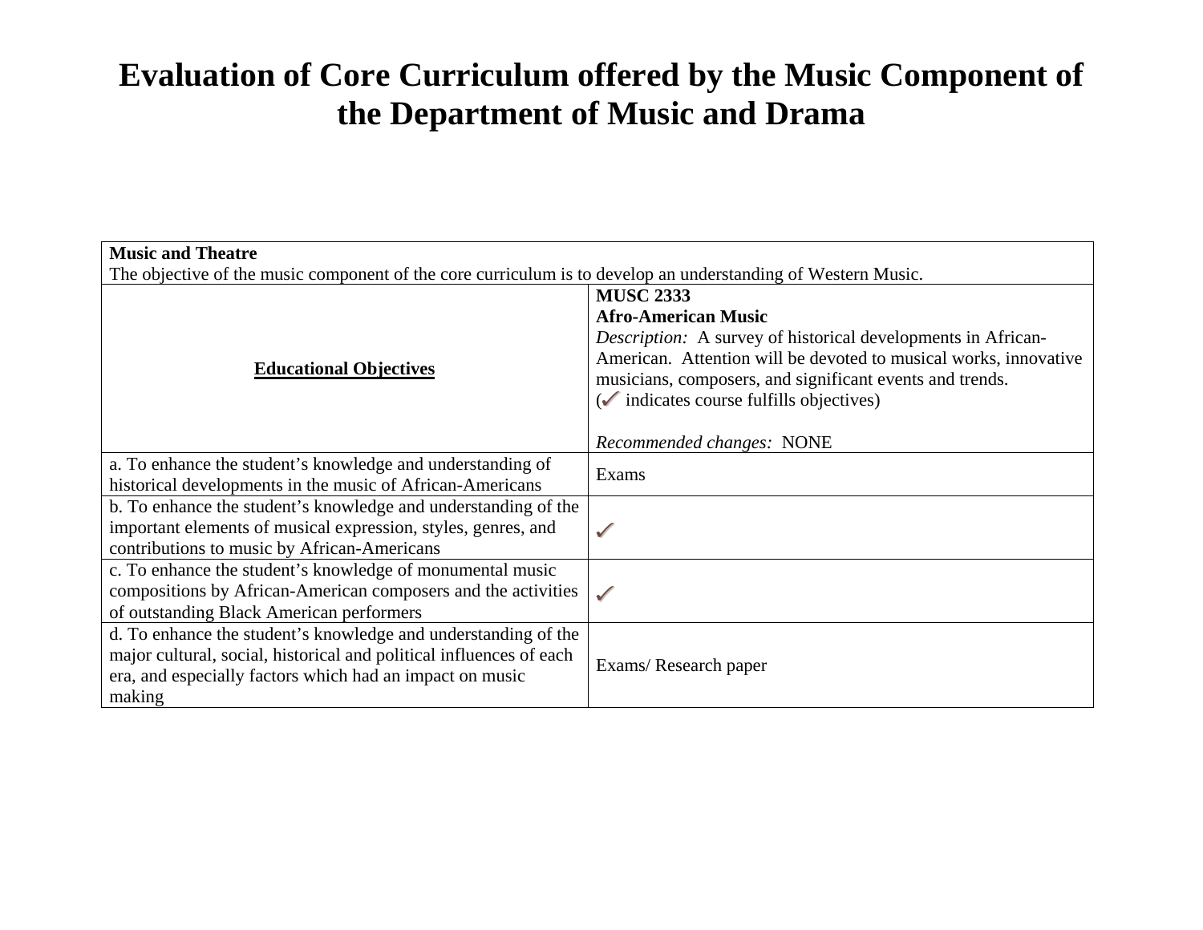# Evaluation of Core Curriculum offered by the Music Component of the Department of Music and Drama

| **Music and Theatre**<br>The objective of the music component of the core curriculum is to develop an understanding of Western Music. | |
|---|---|
| **Educational Objectives** | **MUSC 2333**<br>**Afro-American Music**<br>*Description:* A survey of historical developments in African-American. Attention will be devoted to musical works, innovative musicians, composers, and significant events and trends.<br>(✓ indicates course fulfills objectives)<br><br>*Recommended changes:* NONE |
| a. To enhance the student's knowledge and understanding of historical developments in the music of African-Americans | Exams |
| b. To enhance the student's knowledge and understanding of the important elements of musical expression, styles, genres, and contributions to music by African-Americans | ✓ |
| c. To enhance the student's knowledge of monumental music compositions by African-American composers and the activities of outstanding Black American performers | ✓ |
| d. To enhance the student's knowledge and understanding of the major cultural, social, historical and political influences of each era, and especially factors which had an impact on music making | Exams/ Research paper |